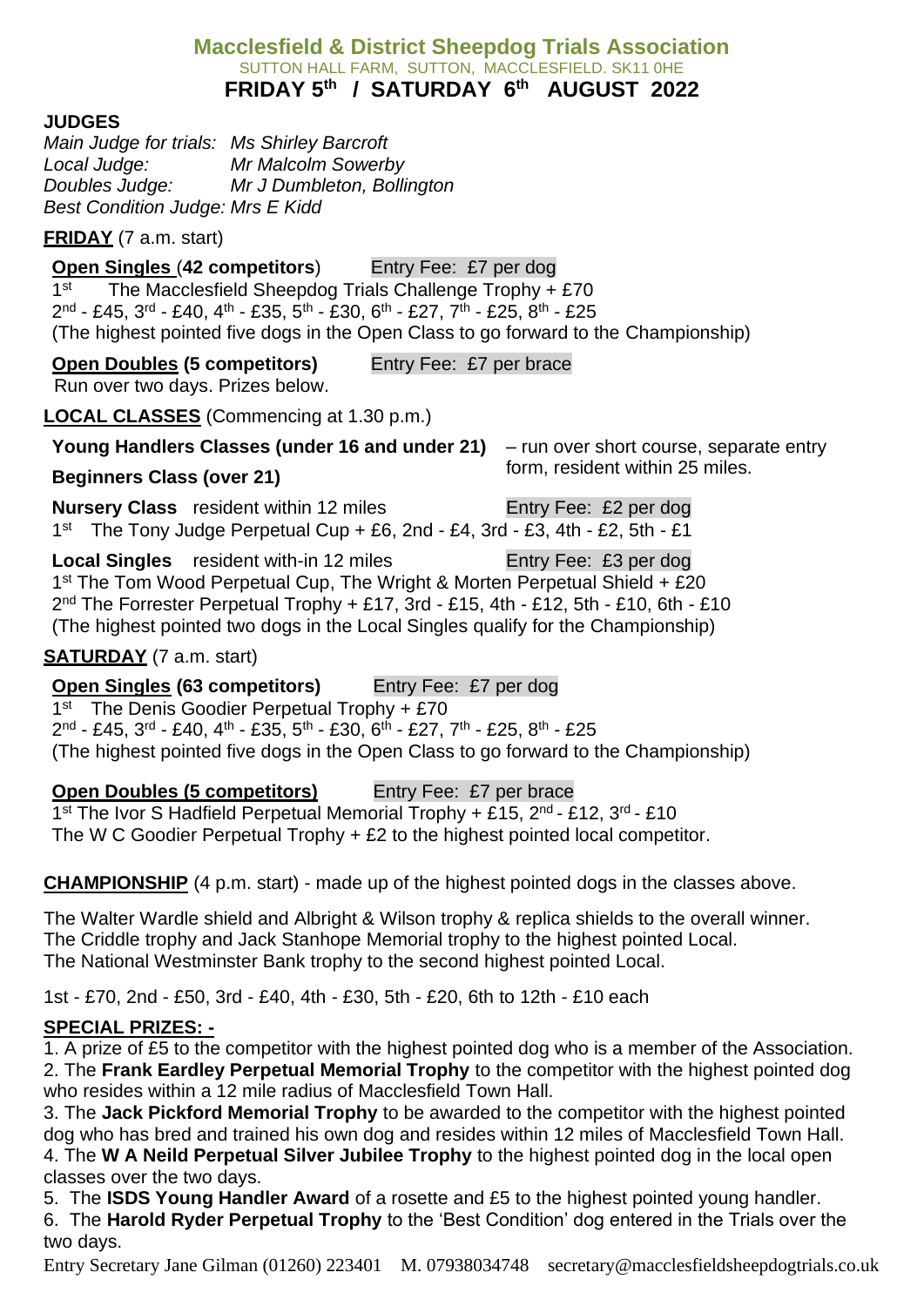# Macclesfield & District Sheepdog Trials Association

SUTTON HALL FARM, SUTTON, MACCLESFIELD. SK11 0HE

**FRIDAY 5th / SATURDAY 6th AUGUST 2022**

## JUDGES

*Main Judge for trials: Ms Shirley Barcroft*
*Local Judge: Mr Malcolm Sowerby*
*Doubles Judge: Mr J Dumbleton, Bollington*
*Best Condition Judge: Mrs E Kidd*

**FRIDAY** (7 a.m. start)

**Open Singles (42 competitors)** Entry Fee: £7 per dog
1st The Macclesfield Sheepdog Trials Challenge Trophy + £70
2nd - £45, 3rd - £40, 4th - £35, 5th - £30, 6th - £27, 7th - £25, 8th - £25
(The highest pointed five dogs in the Open Class to go forward to the Championship)

**Open Doubles (5 competitors)** Entry Fee: £7 per brace
Run over two days. Prizes below.

**LOCAL CLASSES** (Commencing at 1.30 p.m.)

**Young Handlers Classes (under 16 and under 21)**
**Beginners Class (over 21)**
– run over short course, separate entry form, resident within 25 miles.

**Nursery Class** resident within 12 miles Entry Fee: £2 per dog
1st The Tony Judge Perpetual Cup + £6, 2nd - £4, 3rd - £3, 4th - £2, 5th - £1

**Local Singles** resident with-in 12 miles Entry Fee: £3 per dog
1st The Tom Wood Perpetual Cup, The Wright & Morten Perpetual Shield + £20
2nd The Forrester Perpetual Trophy + £17, 3rd - £15, 4th - £12, 5th - £10, 6th - £10
(The highest pointed two dogs in the Local Singles qualify for the Championship)

**SATURDAY** (7 a.m. start)

**Open Singles (63 competitors)** Entry Fee: £7 per dog
1st The Denis Goodier Perpetual Trophy + £70
2nd - £45, 3rd - £40, 4th - £35, 5th - £30, 6th - £27, 7th - £25, 8th - £25
(The highest pointed five dogs in the Open Class to go forward to the Championship)

**Open Doubles (5 competitors)** Entry Fee: £7 per brace
1st The Ivor S Hadfield Perpetual Memorial Trophy + £15, 2nd - £12, 3rd - £10
The W C Goodier Perpetual Trophy + £2 to the highest pointed local competitor.

**CHAMPIONSHIP** (4 p.m. start) - made up of the highest pointed dogs in the classes above.

The Walter Wardle shield and Albright & Wilson trophy & replica shields to the overall winner.
The Criddle trophy and Jack Stanhope Memorial trophy to the highest pointed Local.
The National Westminster Bank trophy to the second highest pointed Local.

1st - £70, 2nd - £50, 3rd - £40, 4th - £30, 5th - £20, 6th to 12th - £10 each

**SPECIAL PRIZES: -**

1. A prize of £5 to the competitor with the highest pointed dog who is a member of the Association.
2. The **Frank Eardley Perpetual Memorial Trophy** to the competitor with the highest pointed dog who resides within a 12 mile radius of Macclesfield Town Hall.
3. The **Jack Pickford Memorial Trophy** to be awarded to the competitor with the highest pointed dog who has bred and trained his own dog and resides within 12 miles of Macclesfield Town Hall.
4. The **W A Neild Perpetual Silver Jubilee Trophy** to the highest pointed dog in the local open classes over the two days.
5. The **ISDS Young Handler Award** of a rosette and £5 to the highest pointed young handler.
6. The **Harold Ryder Perpetual Trophy** to the 'Best Condition' dog entered in the Trials over the two days.

Entry Secretary Jane Gilman (01260) 223401 M. 07938034748 secretary@macclesfieldsheepdogtrials.co.uk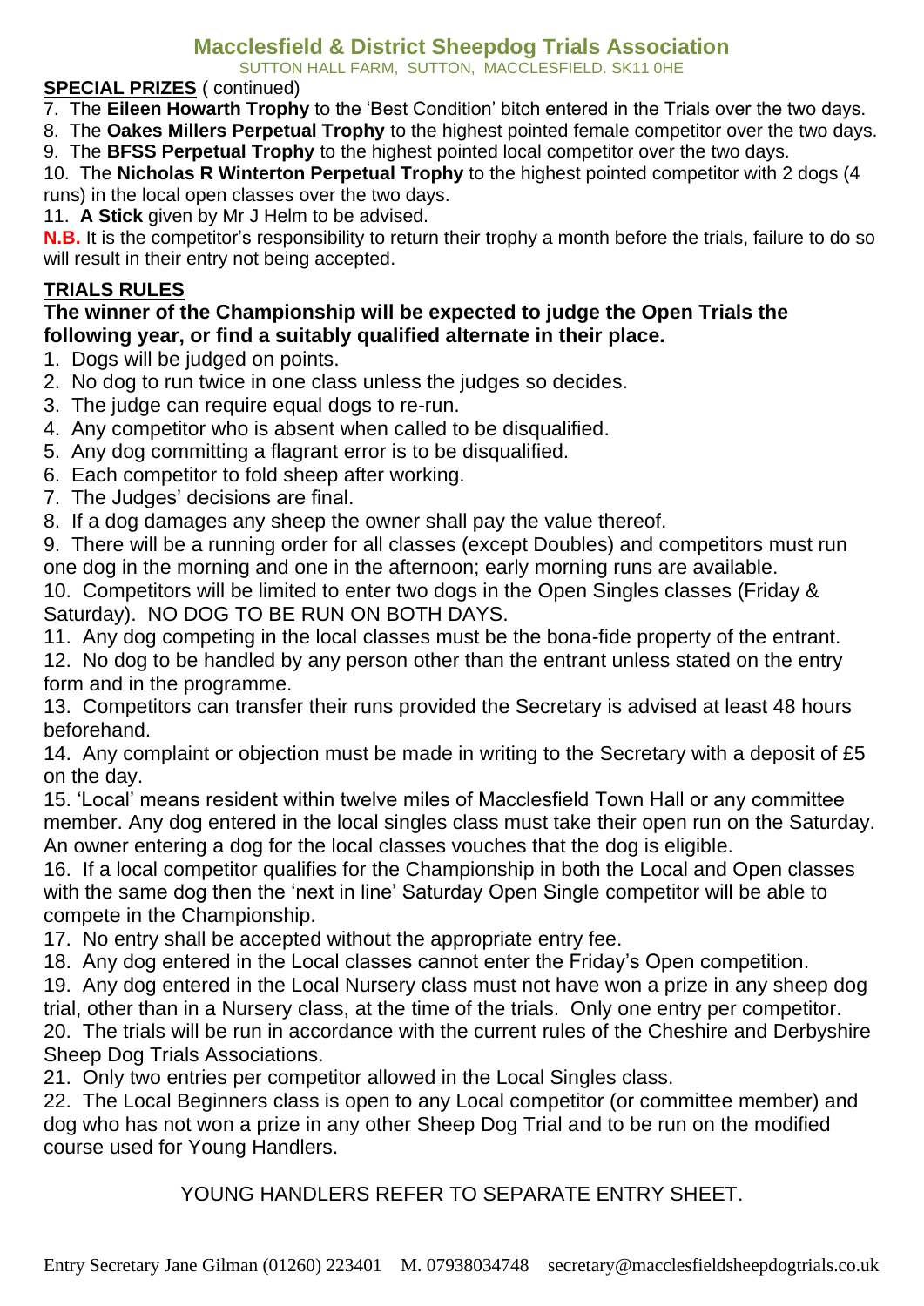# Macclesfield & District Sheepdog Trials Association

SUTTON HALL FARM, SUTTON, MACCLESFIELD. SK11 0HE

**SPECIAL PRIZES** ( continued)

7. The **Eileen Howarth Trophy** to the 'Best Condition' bitch entered in the Trials over the two days.
8. The **Oakes Millers Perpetual Trophy** to the highest pointed female competitor over the two days.
9. The **BFSS Perpetual Trophy** to the highest pointed local competitor over the two days.
10. The **Nicholas R Winterton Perpetual Trophy** to the highest pointed competitor with 2 dogs (4 runs) in the local open classes over the two days.
11. **A Stick** given by Mr J Helm to be advised.

**N.B.** It is the competitor's responsibility to return their trophy a month before the trials, failure to do so will result in their entry not being accepted.

## TRIALS RULES

**The winner of the Championship will be expected to judge the Open Trials the following year, or find a suitably qualified alternate in their place.**

1. Dogs will be judged on points.
2. No dog to run twice in one class unless the judges so decides.
3. The judge can require equal dogs to re-run.
4. Any competitor who is absent when called to be disqualified.
5. Any dog committing a flagrant error is to be disqualified.
6. Each competitor to fold sheep after working.
7. The Judges' decisions are final.
8. If a dog damages any sheep the owner shall pay the value thereof.
9. There will be a running order for all classes (except Doubles) and competitors must run one dog in the morning and one in the afternoon; early morning runs are available.
10. Competitors will be limited to enter two dogs in the Open Singles classes (Friday & Saturday). NO DOG TO BE RUN ON BOTH DAYS.
11. Any dog competing in the local classes must be the bona-fide property of the entrant.
12. No dog to be handled by any person other than the entrant unless stated on the entry form and in the programme.
13. Competitors can transfer their runs provided the Secretary is advised at least 48 hours beforehand.
14. Any complaint or objection must be made in writing to the Secretary with a deposit of £5 on the day.
15. 'Local' means resident within twelve miles of Macclesfield Town Hall or any committee member. Any dog entered in the local singles class must take their open run on the Saturday. An owner entering a dog for the local classes vouches that the dog is eligible.
16. If a local competitor qualifies for the Championship in both the Local and Open classes with the same dog then the 'next in line' Saturday Open Single competitor will be able to compete in the Championship.
17. No entry shall be accepted without the appropriate entry fee.
18. Any dog entered in the Local classes cannot enter the Friday's Open competition.
19. Any dog entered in the Local Nursery class must not have won a prize in any sheep dog trial, other than in a Nursery class, at the time of the trials. Only one entry per competitor.
20. The trials will be run in accordance with the current rules of the Cheshire and Derbyshire Sheep Dog Trials Associations.
21. Only two entries per competitor allowed in the Local Singles class.
22. The Local Beginners class is open to any Local competitor (or committee member) and dog who has not won a prize in any other Sheep Dog Trial and to be run on the modified course used for Young Handlers.

YOUNG HANDLERS REFER TO SEPARATE ENTRY SHEET.

Entry Secretary Jane Gilman (01260) 223401 M. 07938034748 secretary@macclesfieldsheepdogtrials.co.uk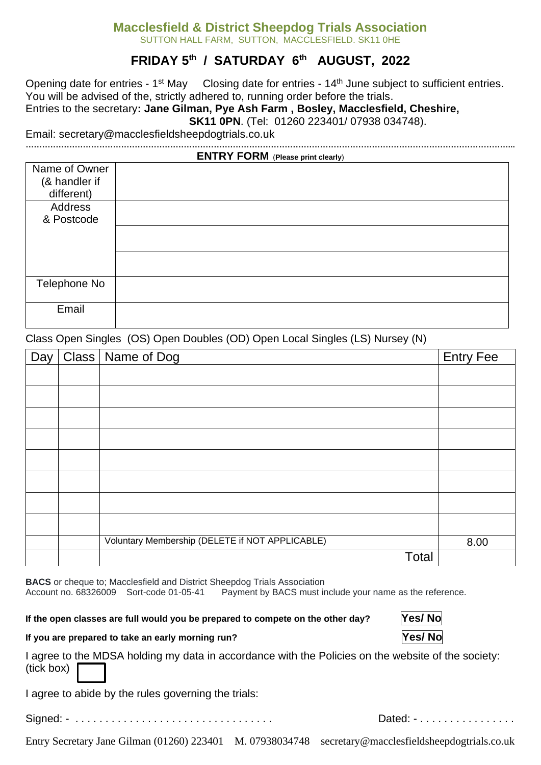## Macclesfield & District Sheepdog Trials Association

SUTTON HALL FARM, SUTTON, MACCLESFIELD. SK11 0HE

## FRIDAY 5th / SATURDAY 6th AUGUST, 2022

Opening date for entries - 1st May    Closing date for entries - 14th June subject to sufficient entries.
You will be advised of the, strictly adhered to, running order before the trials.
Entries to the secretary**: Jane Gilman, Pye Ash Farm , Bosley, Macclesfield, Cheshire, SK11 0PN**. (Tel: 01260 223401/ 07938 034748).
Email: secretary@macclesfieldsheepdogtrials.co.uk

**ENTRY FORM** (**Please print clearly**)

| | |
|---|---|
| Name of Owner (& handler if different) | |
| Address & Postcode | |
| | |
| | |
| Telephone No | |
| Email | |

Class Open Singles (OS) Open Doubles (OD) Open Local Singles (LS) Nursey (N)

| Day | Class | Name of Dog | Entry Fee |
|---|---|---|---|
| | | | |
| | | | |
| | | | |
| | | | |
| | | | |
| | | | |
| | | | |
| | | | |
| | | Voluntary Membership (DELETE if NOT APPLICABLE) | 8.00 |
| | | Total | |

**BACS** or cheque to; Macclesfield and District Sheepdog Trials Association
Account no. 68326009   Sort-code 01-05-41   Payment by BACS must include your name as the reference.

**If the open classes are full would you be prepared to compete on the other day?** **Yes/ No**

**If you are prepared to take an early morning run?** **Yes/ No**

I agree to the MDSA holding my data in accordance with the Policies on the website of the society: (tick box) ☐

I agree to abide by the rules governing the trials:

Signed: - . . . . . . . . . . . . . . . . . . . . . . . . . . . . . . .    Dated: - . . . . . . . . . . . . . . . .

Entry Secretary Jane Gilman (01260) 223401   M. 07938034748   secretary@macclesfieldsheepdogtrials.co.uk